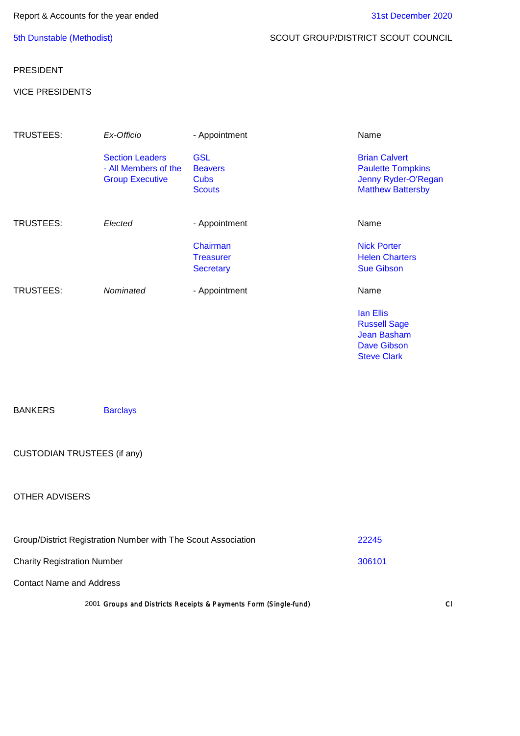Report & Accounts for the year ended 31st December 2020

5th Dunstable (Methodist) SCOUT GROUP/DISTRICT SCOUT COUNCIL

PRESIDENT

VICE PRESIDENTS

| TRUSTEES: | *Ex-Officio* | - Appointment | Name |
|---|---|---|---|
| | Section Leaders - All Members of the Group Executive | GSL | Brian Calvert |
| | | Beavers | Paulette Tompkins |
| | | Cubs | Jenny Ryder-O'Regan |
| | | Scouts | Matthew Battersby |

| TRUSTEES: | *Elected* | - Appointment | Name |
|---|---|---|---|
| | | Chairman | Nick Porter |
| | | Treasurer | Helen Charters |
| | | Secretary | Sue Gibson |

| TRUSTEES: | *Nominated* | - Appointment | Name |
|---|---|---|---|
| | | | Ian Ellis |
| | | | Russell Sage |
| | | | Jean Basham |
| | | | Dave Gibson |
| | | | Steve Clark |

BANKERS Barclays

CUSTODIAN TRUSTEES (if any)

OTHER ADVISERS

Group/District Registration Number with The Scout Association 22245

Charity Registration Number 306101

Contact Name and Address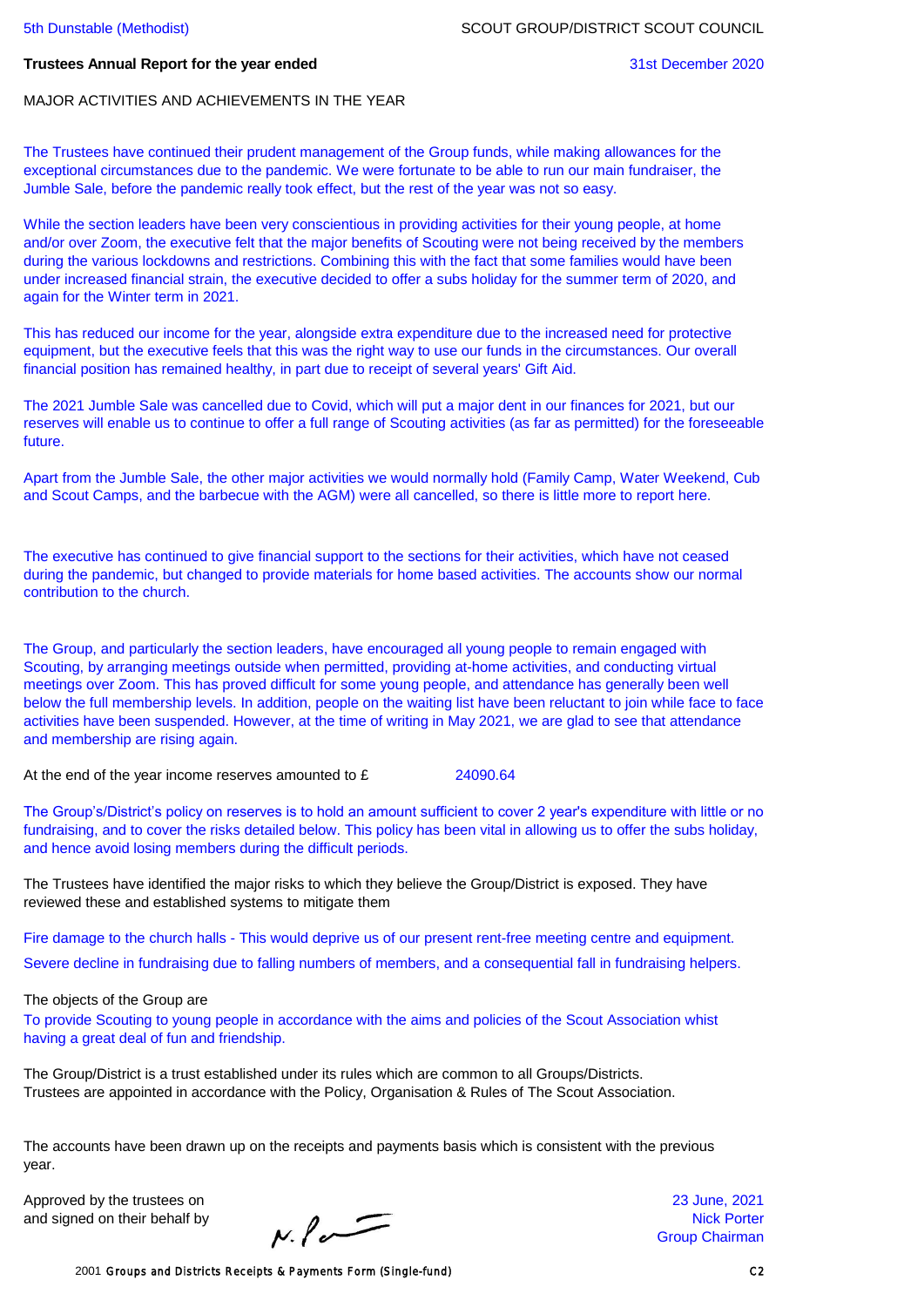5th Dunstable (Methodist) SCOUT GROUP/DISTRICT SCOUT COUNCIL

**Trustees Annual Report for the year ended** 31st December 2020

MAJOR ACTIVITIES AND ACHIEVEMENTS IN THE YEAR

The Trustees have continued their prudent management of the Group funds, while making allowances for the exceptional circumstances due to the pandemic. We were fortunate to be able to run our main fundraiser, the Jumble Sale, before the pandemic really took effect, but the rest of the year was not so easy.

While the section leaders have been very conscientious in providing activities for their young people, at home and/or over Zoom, the executive felt that the major benefits of Scouting were not being received by the members during the various lockdowns and restrictions. Combining this with the fact that some families would have been under increased financial strain, the executive decided to offer a subs holiday for the summer term of 2020, and again for the Winter term in 2021.

This has reduced our income for the year, alongside extra expenditure due to the increased need for protective equipment, but the executive feels that this was the right way to use our funds in the circumstances. Our overall financial position has remained healthy, in part due to receipt of several years' Gift Aid.

The 2021 Jumble Sale was cancelled due to Covid, which will put a major dent in our finances for 2021, but our reserves will enable us to continue to offer a full range of Scouting activities (as far as permitted) for the foreseeable future.

Apart from the Jumble Sale, the other major activities we would normally hold (Family Camp, Water Weekend, Cub and Scout Camps, and the barbecue with the AGM) were all cancelled, so there is little more to report here.

The executive has continued to give financial support to the sections for their activities, which have not ceased during the pandemic, but changed to provide materials for home based activities. The accounts show our normal contribution to the church.

The Group, and particularly the section leaders, have encouraged all young people to remain engaged with Scouting, by arranging meetings outside when permitted, providing at-home activities, and conducting virtual meetings over Zoom. This has proved difficult for some young people, and attendance has generally been well below the full membership levels. In addition, people on the waiting list have been reluctant to join while face to face activities have been suspended. However, at the time of writing in May 2021, we are glad to see that attendance and membership are rising again.

At the end of the year income reserves amounted to £ 24090.64

The Group's/District's policy on reserves is to hold an amount sufficient to cover 2 year's expenditure with little or no fundraising, and to cover the risks detailed below. This policy has been vital in allowing us to offer the subs holiday, and hence avoid losing members during the difficult periods.

The Trustees have identified the major risks to which they believe the Group/District is exposed. They have reviewed these and established systems to mitigate them

Fire damage to the church halls - This would deprive us of our present rent-free meeting centre and equipment.

Severe decline in fundraising due to falling numbers of members, and a consequential fall in fundraising helpers.

The objects of the Group are
To provide Scouting to young people in accordance with the aims and policies of the Scout Association whist having a great deal of fun and friendship.

The Group/District is a trust established under its rules which are common to all Groups/Districts.
Trustees are appointed in accordance with the Policy, Organisation & Rules of The Scout Association.

The accounts have been drawn up on the receipts and payments basis which is consistent with the previous year.

Approved by the trustees on 23 June, 2021
and signed on their behalf by N. Porter (signature)

Nick Porter
Group Chairman

2001 Groups and Districts Receipts & Payments Form (Single-fund) C2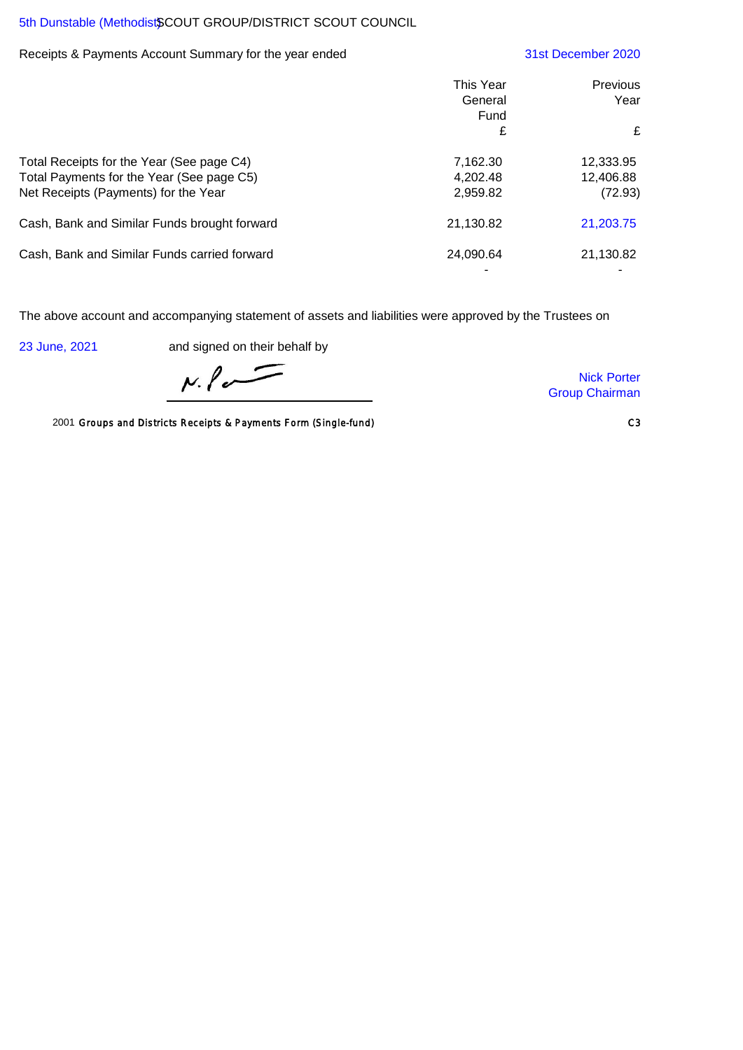5th Dunstable (Methodist) SCOUT GROUP/DISTRICT SCOUT COUNCIL

Receipts & Payments Account Summary for the year ended 31st December 2020

| | This Year General Fund £ | Previous Year £ |
|---|---|---|
| Total Receipts for the Year (See page C4) | 7,162.30 | 12,333.95 |
| Total Payments for the Year (See page C5) | 4,202.48 | 12,406.88 |
| Net Receipts (Payments) for the Year | 2,959.82 | (72.93) |
| Cash, Bank and Similar Funds brought forward | 21,130.82 | 21,203.75 |
| Cash, Bank and Similar Funds carried forward | 24,090.64 | 21,130.82 |
| | - | - |

The above account and accompanying statement of assets and liabilities were approved by the Trustees on

23 June, 2021 and signed on their behalf by

N. P

Nick Porter
Group Chairman

2001 Groups and Districts Receipts & Payments Form (Single-fund)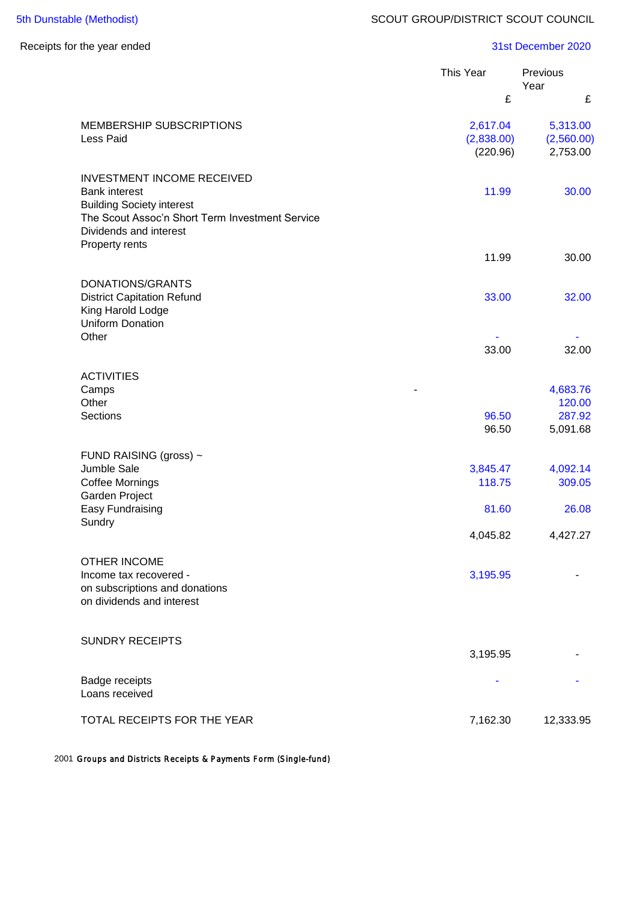5th Dunstable (Methodist) — SCOUT GROUP/DISTRICT SCOUT COUNCIL

Receipts for the year ended 31st December 2020

| | This Year £ | Previous Year £ |
|---|---|---|
| **MEMBERSHIP SUBSCRIPTIONS** | 2,617.04 | 5,313.00 |
| Less Paid | (2,838.00) | (2,560.00) |
| | (220.96) | 2,753.00 |
| **INVESTMENT INCOME RECEIVED** | | |
| Bank interest | 11.99 | 30.00 |
| Building Society interest | | |
| The Scout Assoc'n Short Term Investment Service | | |
| Dividends and interest | | |
| Property rents | | |
| | 11.99 | 30.00 |
| **DONATIONS/GRANTS** | | |
| District Capitation Refund | 33.00 | 32.00 |
| King Harold Lodge | | |
| Uniform Donation | | |
| Other | - | - |
| | 33.00 | 32.00 |
| **ACTIVITIES** | | |
| Camps | - | 4,683.76 |
| Other | | 120.00 |
| Sections | 96.50 | 287.92 |
| | 96.50 | 5,091.68 |
| **FUND RAISING (gross) ~** | | |
| Jumble Sale | 3,845.47 | 4,092.14 |
| Coffee Mornings | 118.75 | 309.05 |
| Garden Project | | |
| Easy Fundraising | 81.60 | 26.08 |
| Sundry | | |
| | 4,045.82 | 4,427.27 |
| **OTHER INCOME** | | |
| Income tax recovered - | 3,195.95 | - |
| on subscriptions and donations | | |
| on dividends and interest | | |
| **SUNDRY RECEIPTS** | | |
| | 3,195.95 | - |
| Badge receipts | - | - |
| Loans received | | |
| **TOTAL RECEIPTS FOR THE YEAR** | 7,162.30 | 12,333.95 |

2001 Groups and Districts Receipts & Payments Form (Single-fund)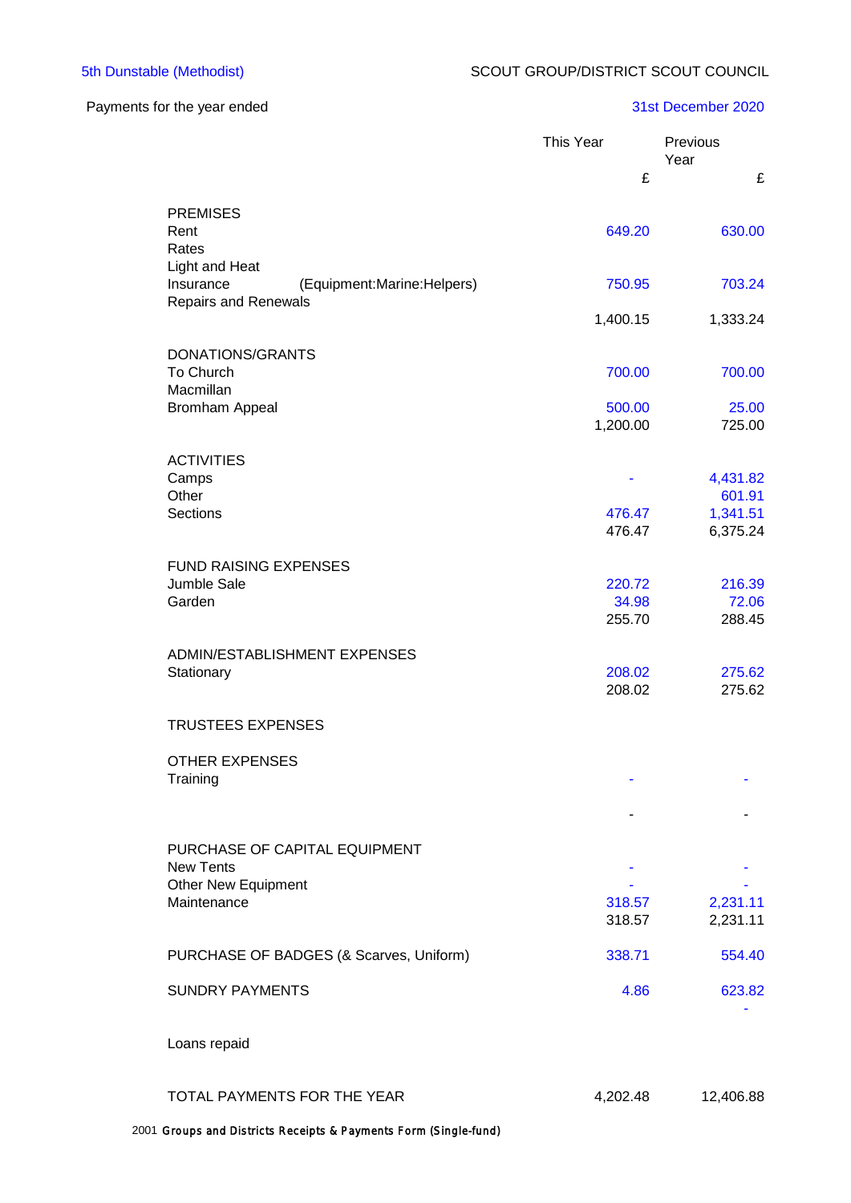5th Dunstable (Methodist) SCOUT GROUP/DISTRICT SCOUT COUNCIL

Payments for the year ended 31st December 2020

| | | This Year £ | Previous Year £ |
|---|---|---|---|
| PREMISES | | | |
| Rent | | 649.20 | 630.00 |
| Rates | | | |
| Light and Heat | | | |
| Insurance | (Equipment:Marine:Helpers) | 750.95 | 703.24 |
| Repairs and Renewals | | | |
| | | 1,400.15 | 1,333.24 |
| DONATIONS/GRANTS | | | |
| To Church | | 700.00 | 700.00 |
| Macmillan | | | |
| Bromham Appeal | | 500.00 | 25.00 |
| | | 1,200.00 | 725.00 |
| ACTIVITIES | | | |
| Camps | | - | 4,431.82 |
| Other | | | 601.91 |
| Sections | | 476.47 | 1,341.51 |
| | | 476.47 | 6,375.24 |
| FUND RAISING EXPENSES | | | |
| Jumble Sale | | 220.72 | 216.39 |
| Garden | | 34.98 | 72.06 |
| | | 255.70 | 288.45 |
| ADMIN/ESTABLISHMENT EXPENSES | | | |
| Stationary | | 208.02 | 275.62 |
| | | 208.02 | 275.62 |
| TRUSTEES EXPENSES | | | |
| OTHER EXPENSES | | | |
| Training | | - | - |
| | | - | - |
| PURCHASE OF CAPITAL EQUIPMENT | | | |
| New Tents | | - | - |
| Other New Equipment | | - | - |
| Maintenance | | 318.57 | 2,231.11 |
| | | 318.57 | 2,231.11 |
| PURCHASE OF BADGES (& Scarves, Uniform) | | 338.71 | 554.40 |
| SUNDRY PAYMENTS | | 4.86 | 623.82 |
| | | | - |
| Loans repaid | | | |
| TOTAL PAYMENTS FOR THE YEAR | | 4,202.48 | 12,406.88 |

2001 Groups and Districts Receipts & Payments Form (Single-fund)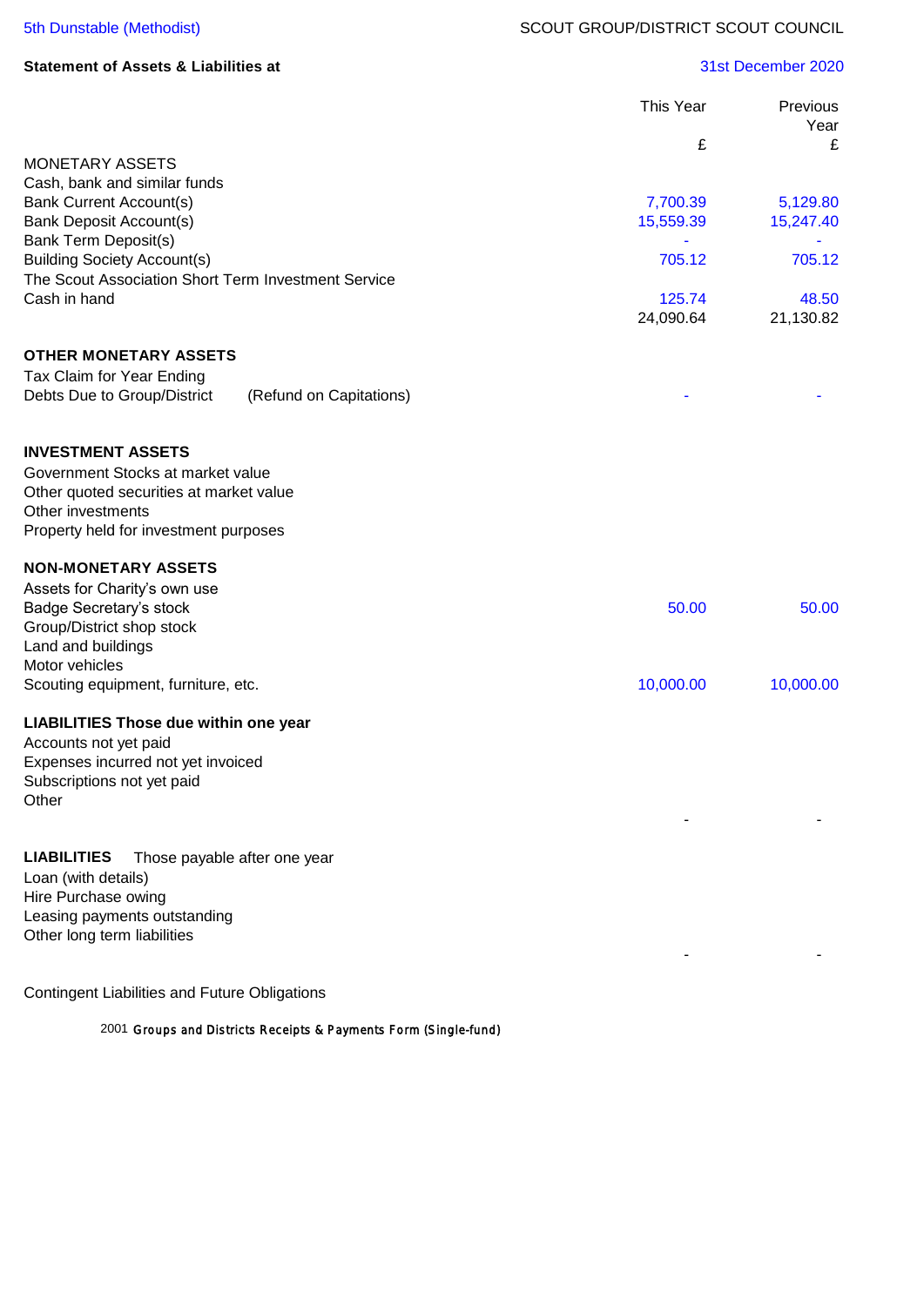5th Dunstable (Methodist)

SCOUT GROUP/DISTRICT SCOUT COUNCIL

**Statement of Assets & Liabilities at** 31st December 2020

| | This Year £ | Previous Year £ |
|---|---|---|
| MONETARY ASSETS | | |
| Cash, bank and similar funds | | |
| Bank Current Account(s) | 7,700.39 | 5,129.80 |
| Bank Deposit Account(s) | 15,559.39 | 15,247.40 |
| Bank Term Deposit(s) | - | - |
| Building Society Account(s) | 705.12 | 705.12 |
| The Scout Association Short Term Investment Service | | |
| Cash in hand | 125.74 | 48.50 |
| | 24,090.64 | 21,130.82 |
| **OTHER MONETARY ASSETS** | | |
| Tax Claim for Year Ending | | |
| Debts Due to Group/District (Refund on Capitations) | - | - |
| **INVESTMENT ASSETS** | | |
| Government Stocks at market value | | |
| Other quoted securities at market value | | |
| Other investments | | |
| Property held for investment purposes | | |
| **NON-MONETARY ASSETS** | | |
| Assets for Charity's own use | | |
| Badge Secretary's stock | 50.00 | 50.00 |
| Group/District shop stock | | |
| Land and buildings | | |
| Motor vehicles | | |
| Scouting equipment, furniture, etc. | 10,000.00 | 10,000.00 |
| **LIABILITIES Those due within one year** | | |
| Accounts not yet paid | | |
| Expenses incurred not yet invoiced | | |
| Subscriptions not yet paid | | |
| Other | | |
| | - | - |
| **LIABILITIES** Those payable after one year | | |
| Loan (with details) | | |
| Hire Purchase owing | | |
| Leasing payments outstanding | | |
| Other long term liabilities | | |
| | - | - |

Contingent Liabilities and Future Obligations

2001 Groups and Districts Receipts & Payments Form (Single-fund)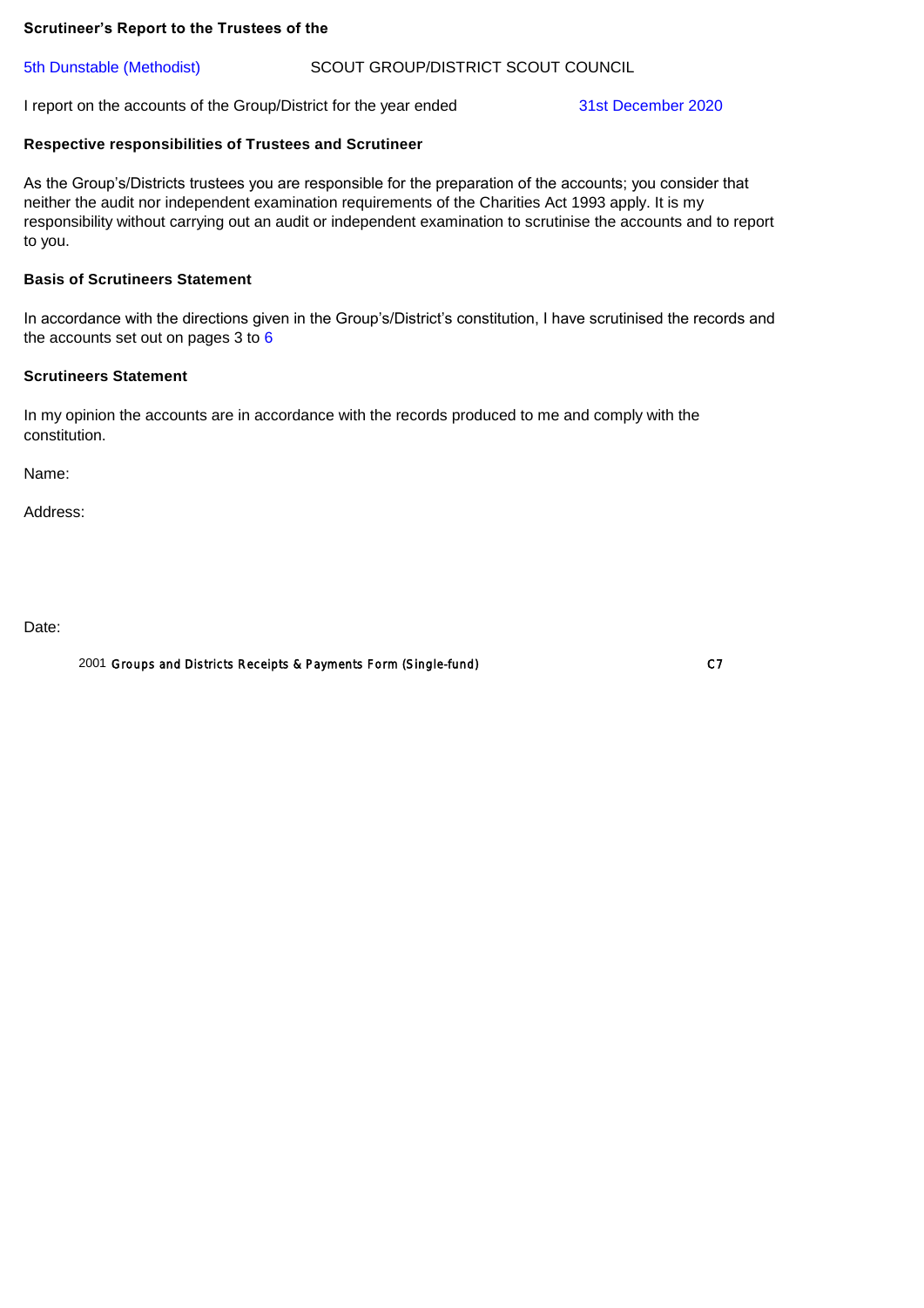**Scrutineer's Report to the Trustees of the**

5th Dunstable (Methodist) SCOUT GROUP/DISTRICT SCOUT COUNCIL

I report on the accounts of the Group/District for the year ended 31st December 2020

**Respective responsibilities of Trustees and Scrutineer**

As the Group's/Districts trustees you are responsible for the preparation of the accounts; you consider that neither the audit nor independent examination requirements of the Charities Act 1993 apply. It is my responsibility without carrying out an audit or independent examination to scrutinise the accounts and to report to you.

**Basis of Scrutineers Statement**

In accordance with the directions given in the Group's/District's constitution, I have scrutinised the records and the accounts set out on pages 3 to 6

**Scrutineers Statement**

In my opinion the accounts are in accordance with the records produced to me and comply with the constitution.

Name:

Address:

Date:

2001 Groups and Districts Receipts & Payments Form (Single-fund) C7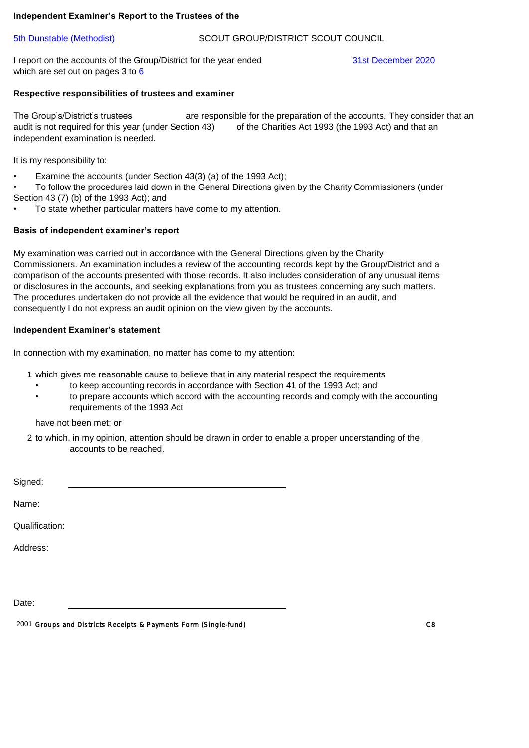**Independent Examiner's Report to the Trustees of the**

5th Dunstable (Methodist) SCOUT GROUP/DISTRICT SCOUT COUNCIL

I report on the accounts of the Group/District for the year ended 31st December 2020 which are set out on pages 3 to 6

**Respective responsibilities of trustees and examiner**

The Group's/District's trustees are responsible for the preparation of the accounts. They consider that an audit is not required for this year (under Section 43) of the Charities Act 1993 (the 1993 Act) and that an independent examination is needed.

It is my responsibility to:

- Examine the accounts (under Section 43(3) (a) of the 1993 Act);
- To follow the procedures laid down in the General Directions given by the Charity Commissioners (under Section 43 (7) (b) of the 1993 Act); and
- To state whether particular matters have come to my attention.

**Basis of independent examiner's report**

My examination was carried out in accordance with the General Directions given by the Charity Commissioners. An examination includes a review of the accounting records kept by the Group/District and a comparison of the accounts presented with those records. It also includes consideration of any unusual items or disclosures in the accounts, and seeking explanations from you as trustees concerning any such matters. The procedures undertaken do not provide all the evidence that would be required in an audit, and consequently I do not express an audit opinion on the view given by the accounts.

**Independent Examiner's statement**

In connection with my examination, no matter has come to my attention:

1. which gives me reasonable cause to believe that in any material respect the requirements
   - to keep accounting records in accordance with Section 41 of the 1993 Act; and
   - to prepare accounts which accord with the accounting records and comply with the accounting requirements of the 1993 Act

   have not been met; or

2. to which, in my opinion, attention should be drawn in order to enable a proper understanding of the accounts to be reached.

Signed: ______________________________

Name:

Qualification:

Address:

Date: ______________________________

2001 Groups and Districts Receipts & Payments Form (Single-fund) C8